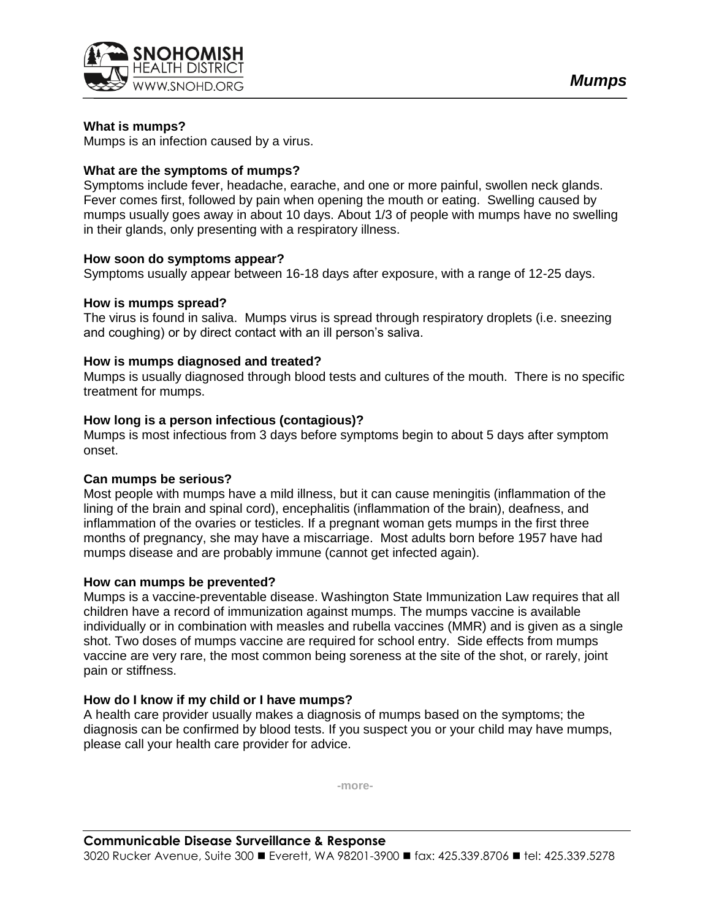# Mumps

### What is mumps?

Mumps is an infection caused by a virus.

### What are the symptoms of mumps?

Symptoms include fever, headache, earache, and one or more painful, swollen neck glands. Fever comes first, followed by pain when opening the mouth or eating. Swelling caused by mumps usually goes away in about 10 days. About 1/3 of people with mumps have no swelling in their glands, only presenting with a respiratory illness.

### How soon do symptoms appear?

Symptoms usually appear between 16-18 days after exposure, with a range of 12-25 days.

### How is mumps spread?

The virus is found in saliva. Mumps virus is spread through respiratory droplets (i.e. sneezing and coughing) or by direct contact with an ill person's saliva.

### How is mumps diagnosed and treated?

Mumps is usually diagnosed through blood tests and cultures of the mouth. There is no specific treatment for mumps.

### How long is a person infectious (contagious)?

Mumps is most infectious from 3 days before symptoms begin to about 5 days after symptom onset.

### Can mumps be serious?

Most people with mumps have a mild illness, but it can cause meningitis (inflammation of the lining of the brain and spinal cord), encephalitis (inflammation of the brain), deafness, and inflammation of the ovaries or testicles. If a pregnant woman gets mumps in the first three months of pregnancy, she may have a miscarriage. Most adults born before 1957 have had mumps disease and are probably immune (cannot get infected again).

### How can mumps be prevented?

Mumps is a vaccine-preventable disease. Washington State Immunization Law requires that all children have a record of immunization against mumps. The mumps vaccine is available individually or in combination with measles and rubella vaccines (MMR) and is given as a single shot. Two doses of mumps vaccine are required for school entry. Side effects from mumps vaccine are very rare, the most common being soreness at the site of the shot, or rarely, joint pain or stiffness.

### How do I know if my child or I have mumps?

A health care provider usually makes a diagnosis of mumps based on the symptoms; the diagnosis can be confirmed by blood tests. If you suspect you or your child may have mumps, please call your health care provider for advice.

-more-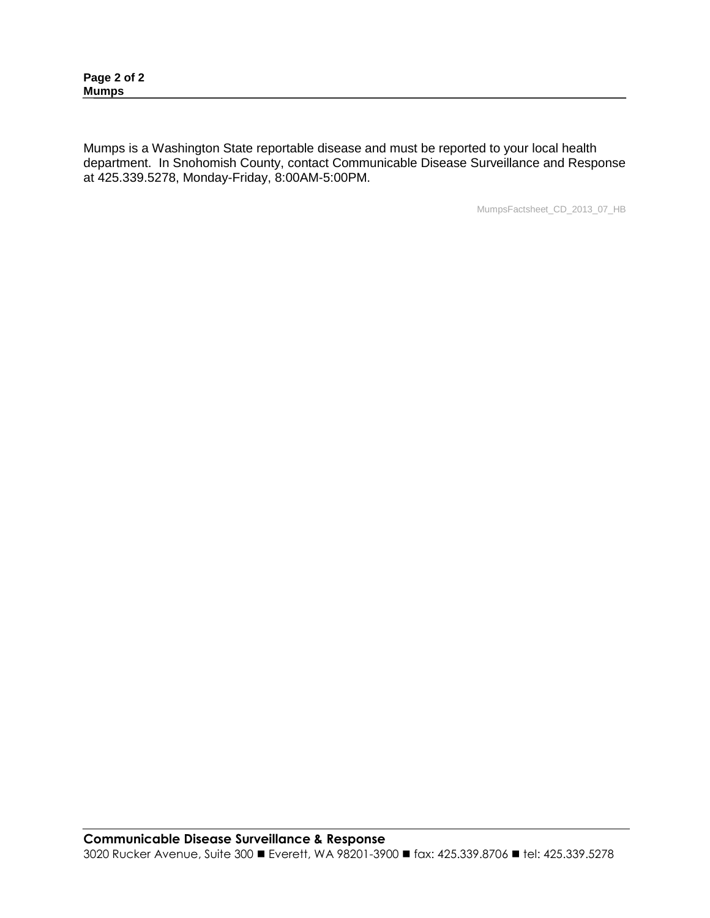Mumps is a Washington State reportable disease and must be reported to your local health department. In Snohomish County, contact Communicable Disease Surveillance and Response at 425.339.5278, Monday-Friday, 8:00AM-5:00PM.

MumpsFactsheet_CD_2013_07_HB